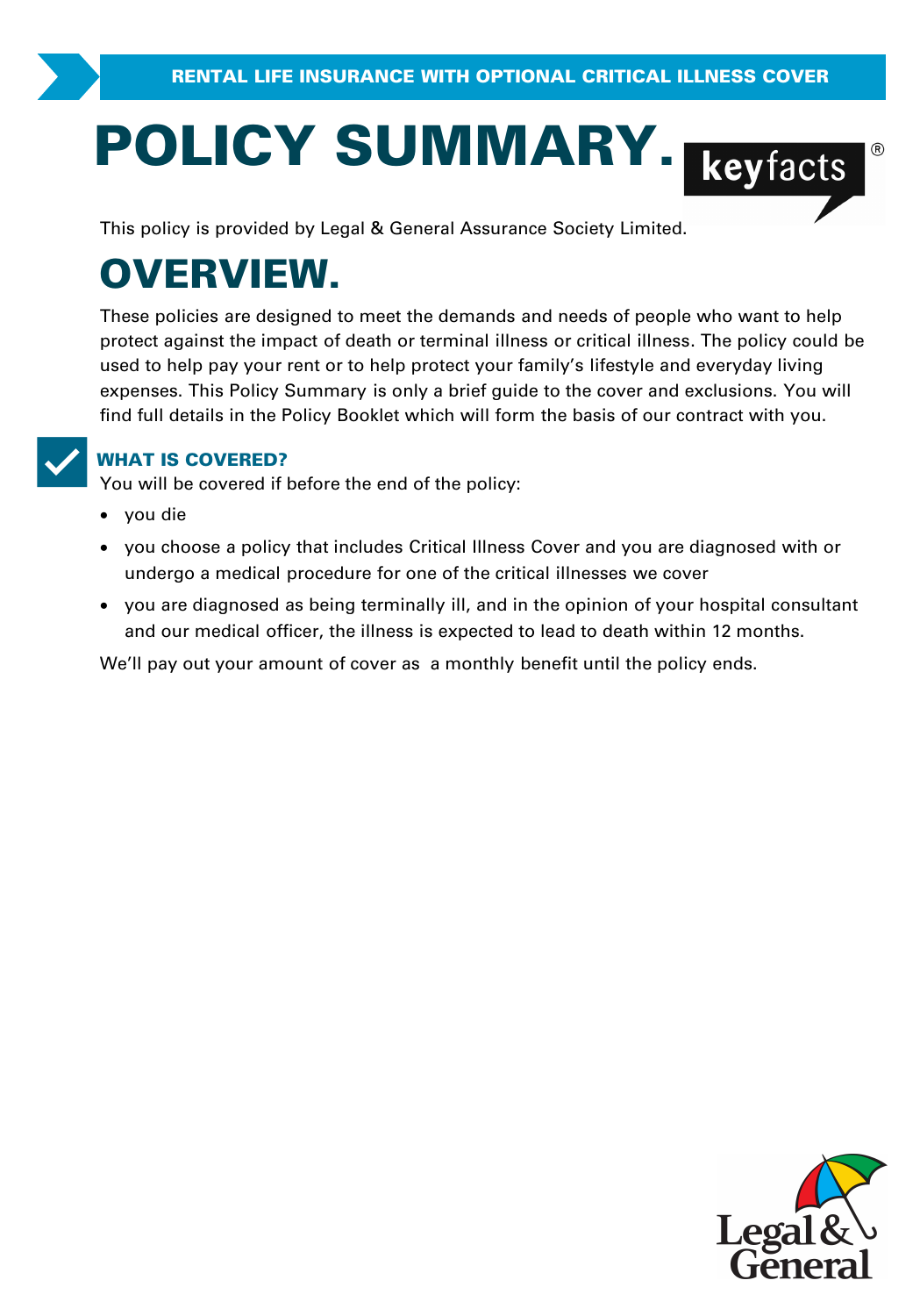RENTAL LIFE INSURANCE WITH OPTIONAL CRITICAL ILLNESS COVER

# POLICY SUMMARY.

keyfacts®

This policy is provided by Legal & General Assurance Society Limited.

# OVERVIEW.

These policies are designed to meet the demands and needs of people who want to help protect against the impact of death or terminal illness or critical illness. The policy could be used to help pay your rent or to help protect your family's lifestyle and everyday living expenses. This Policy Summary is only a brief guide to the cover and exclusions. You will find full details in the Policy Booklet which will form the basis of our contract with you.

## WHAT IS COVERED?

You will be covered if before the end of the policy:

- you die
- you choose a policy that includes Critical Illness Cover and you are diagnosed with or undergo a medical procedure for one of the critical illnesses we cover
- you are diagnosed as being terminally ill, and in the opinion of your hospital consultant and our medical officer, the illness is expected to lead to death within 12 months.

We'll pay out your amount of cover as a monthly benefit until the policy ends.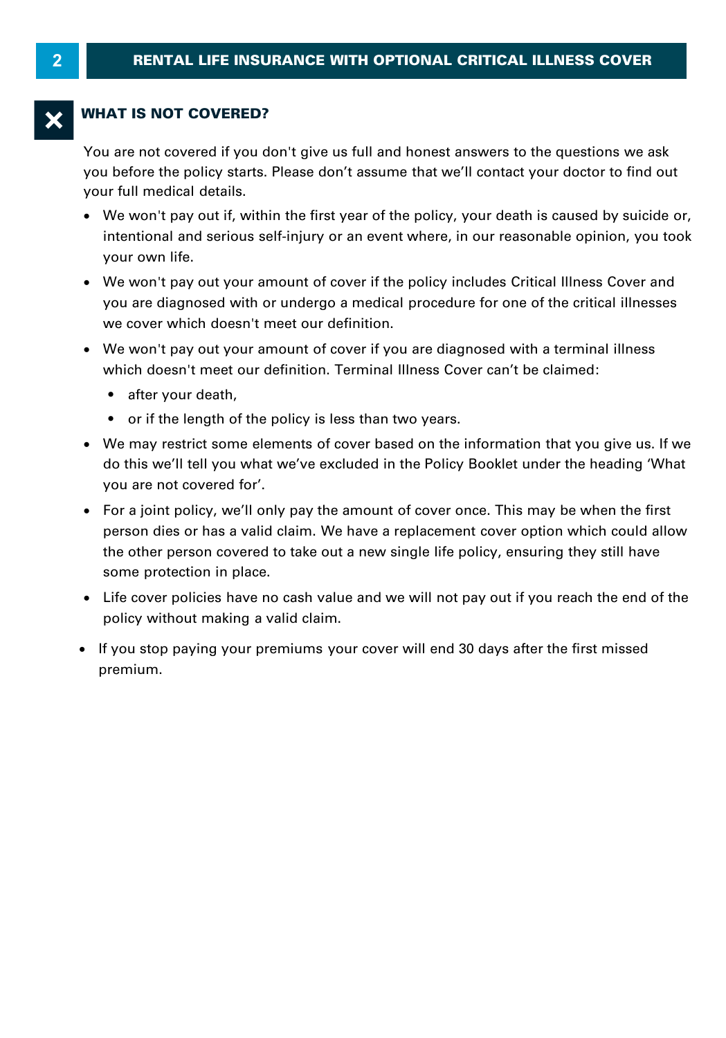## WHAT IS NOT COVERED?

You are not covered if you don't give us full and honest answers to the questions we ask you before the policy starts. Please don't assume that we'll contact your doctor to find out your full medical details.

- We won't pay out if, within the first year of the policy, your death is caused by suicide or, intentional and serious self-injury or an event where, in our reasonable opinion, you took your own life.
- We won't pay out your amount of cover if the policy includes Critical Illness Cover and you are diagnosed with or undergo a medical procedure for one of the critical illnesses we cover which doesn't meet our definition.
- We won't pay out your amount of cover if you are diagnosed with a terminal illness which doesn't meet our definition. Terminal Illness Cover can't be claimed:
  - after your death,
  - or if the length of the policy is less than two years.
- We may restrict some elements of cover based on the information that you give us. If we do this we'll tell you what we've excluded in the Policy Booklet under the heading 'What you are not covered for'.
- For a joint policy, we'll only pay the amount of cover once. This may be when the first person dies or has a valid claim. We have a replacement cover option which could allow the other person covered to take out a new single life policy, ensuring they still have some protection in place.
- Life cover policies have no cash value and we will not pay out if you reach the end of the policy without making a valid claim.
- If you stop paying your premiums your cover will end 30 days after the first missed premium.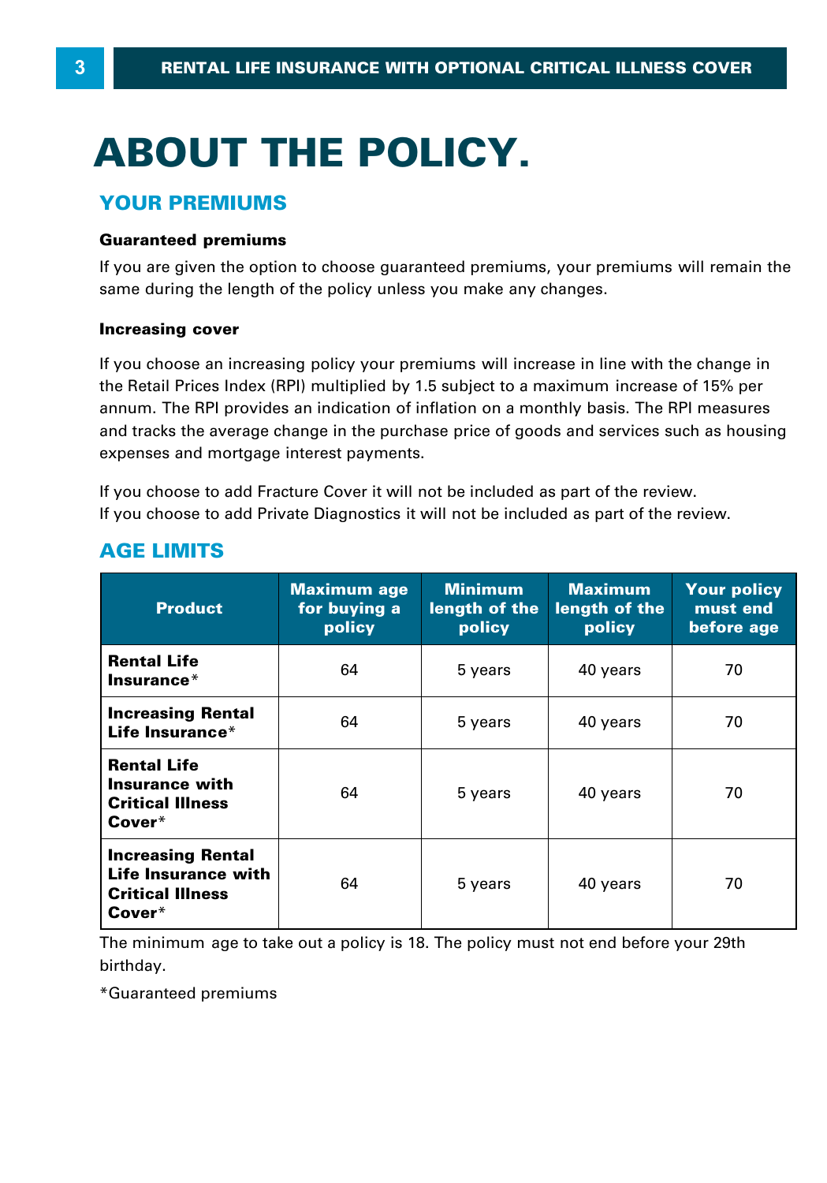# ABOUT THE POLICY.

## YOUR PREMIUMS

**Guaranteed premiums**

If you are given the option to choose guaranteed premiums, your premiums will remain the same during the length of the policy unless you make any changes.

**Increasing cover**

If you choose an increasing policy your premiums will increase in line with the change in the Retail Prices Index (RPI) multiplied by 1.5 subject to a maximum increase of 15% per annum. The RPI provides an indication of inflation on a monthly basis. The RPI measures and tracks the average change in the purchase price of goods and services such as housing expenses and mortgage interest payments.

If you choose to add Fracture Cover it will not be included as part of the review.
If you choose to add Private Diagnostics it will not be included as part of the review.

## AGE LIMITS

| Product | Maximum age for buying a policy | Minimum length of the policy | Maximum length of the policy | Your policy must end before age |
|---|---|---|---|---|
| **Rental Life Insurance*** | 64 | 5 years | 40 years | 70 |
| **Increasing Rental Life Insurance*** | 64 | 5 years | 40 years | 70 |
| **Rental Life Insurance with Critical Illness Cover*** | 64 | 5 years | 40 years | 70 |
| **Increasing Rental Life Insurance with Critical Illness Cover*** | 64 | 5 years | 40 years | 70 |

The minimum age to take out a policy is 18. The policy must not end before your 29th birthday.

*Guaranteed premiums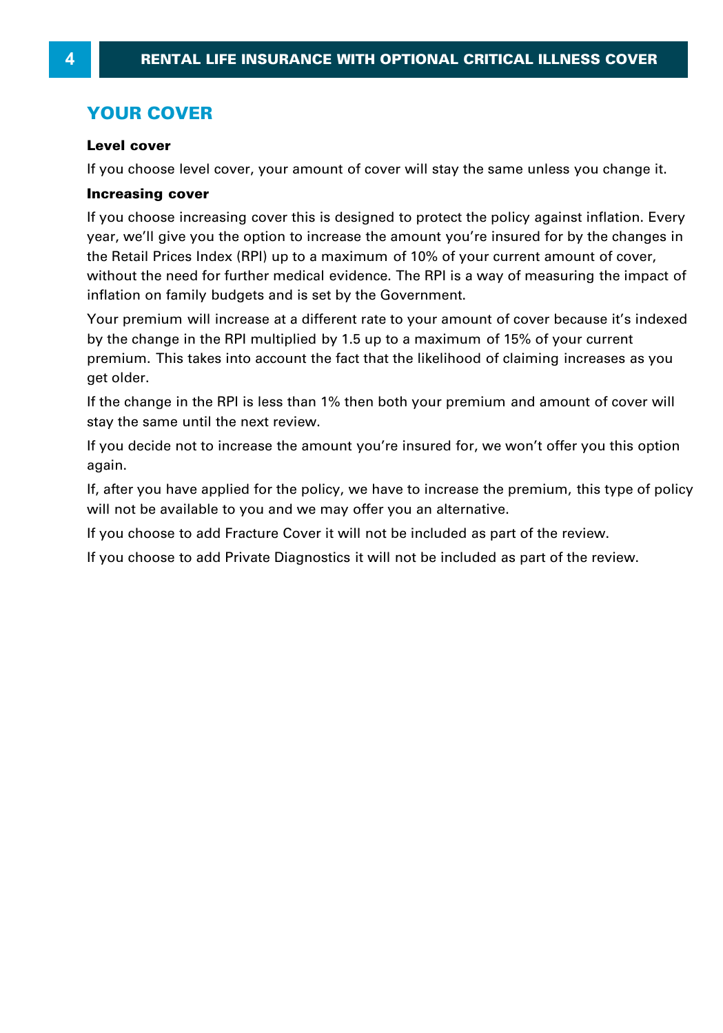## YOUR COVER

**Level cover**

If you choose level cover, your amount of cover will stay the same unless you change it.

**Increasing cover**

If you choose increasing cover this is designed to protect the policy against inflation. Every year, we'll give you the option to increase the amount you're insured for by the changes in the Retail Prices Index (RPI) up to a maximum of 10% of your current amount of cover, without the need for further medical evidence. The RPI is a way of measuring the impact of inflation on family budgets and is set by the Government.

Your premium will increase at a different rate to your amount of cover because it's indexed by the change in the RPI multiplied by 1.5 up to a maximum of 15% of your current premium. This takes into account the fact that the likelihood of claiming increases as you get older.

If the change in the RPI is less than 1% then both your premium and amount of cover will stay the same until the next review.

If you decide not to increase the amount you're insured for, we won't offer you this option again.

If, after you have applied for the policy, we have to increase the premium, this type of policy will not be available to you and we may offer you an alternative.

If you choose to add Fracture Cover it will not be included as part of the review.

If you choose to add Private Diagnostics it will not be included as part of the review.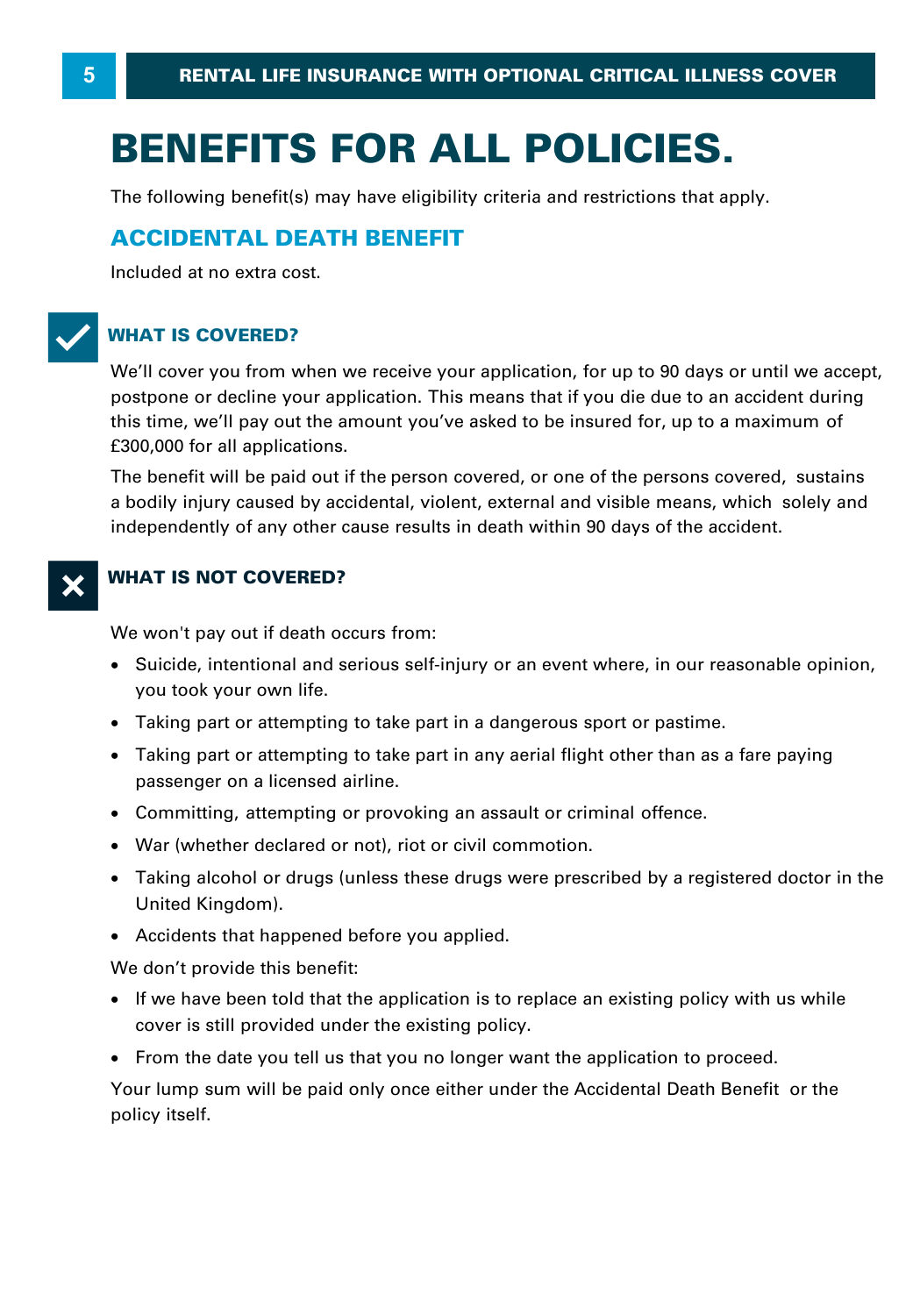# BENEFITS FOR ALL POLICIES.

The following benefit(s) may have eligibility criteria and restrictions that apply.

## ACCIDENTAL DEATH BENEFIT

Included at no extra cost.

### WHAT IS COVERED?

We'll cover you from when we receive your application, for up to 90 days or until we accept, postpone or decline your application. This means that if you die due to an accident during this time, we'll pay out the amount you've asked to be insured for, up to a maximum of £300,000 for all applications.

The benefit will be paid out if the person covered, or one of the persons covered, sustains a bodily injury caused by accidental, violent, external and visible means, which solely and independently of any other cause results in death within 90 days of the accident.

### WHAT IS NOT COVERED?

We won't pay out if death occurs from:

- Suicide, intentional and serious self-injury or an event where, in our reasonable opinion, you took your own life.
- Taking part or attempting to take part in a dangerous sport or pastime.
- Taking part or attempting to take part in any aerial flight other than as a fare paying passenger on a licensed airline.
- Committing, attempting or provoking an assault or criminal offence.
- War (whether declared or not), riot or civil commotion.
- Taking alcohol or drugs (unless these drugs were prescribed by a registered doctor in the United Kingdom).
- Accidents that happened before you applied.

We don't provide this benefit:

- If we have been told that the application is to replace an existing policy with us while cover is still provided under the existing policy.
- From the date you tell us that you no longer want the application to proceed.

Your lump sum will be paid only once either under the Accidental Death Benefit or the policy itself.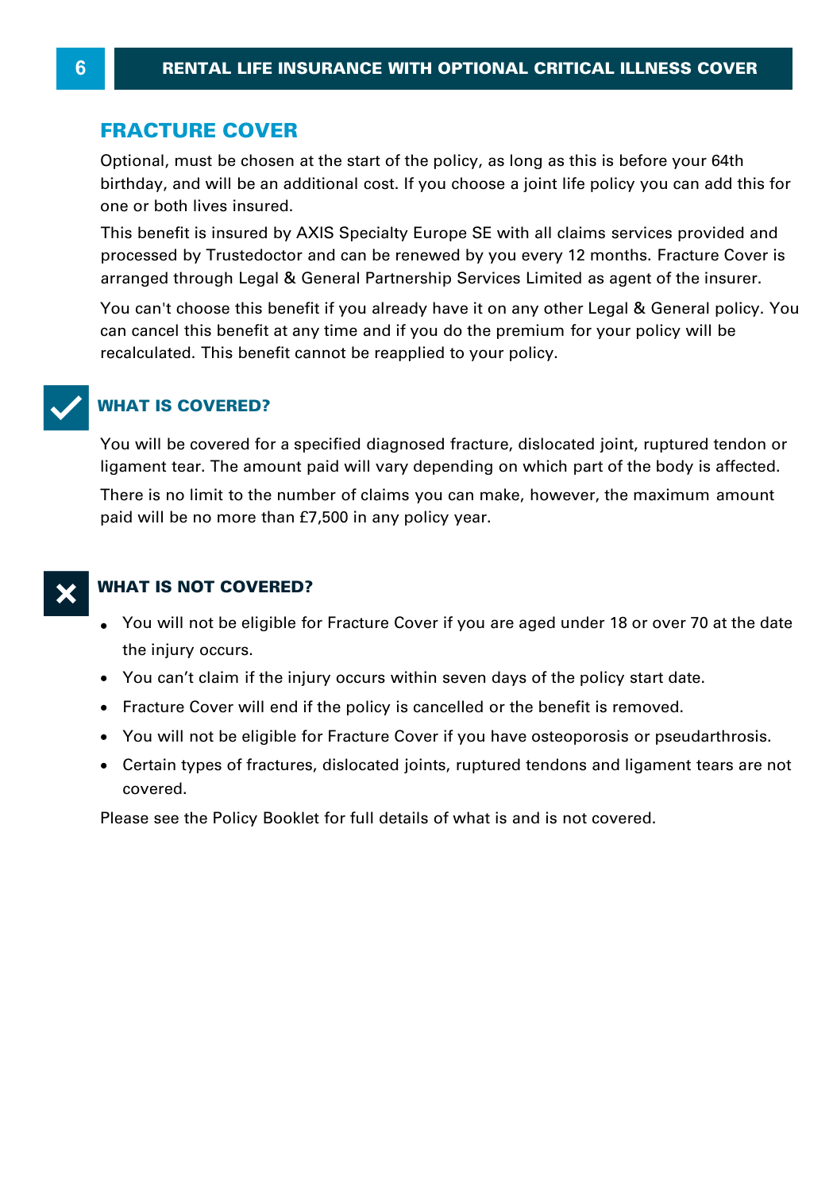## FRACTURE COVER

Optional, must be chosen at the start of the policy, as long as this is before your 64th birthday, and will be an additional cost. If you choose a joint life policy you can add this for one or both lives insured.

This benefit is insured by AXIS Specialty Europe SE with all claims services provided and processed by Trustedoctor and can be renewed by you every 12 months. Fracture Cover is arranged through Legal & General Partnership Services Limited as agent of the insurer.

You can't choose this benefit if you already have it on any other Legal & General policy. You can cancel this benefit at any time and if you do the premium for your policy will be recalculated. This benefit cannot be reapplied to your policy.

### WHAT IS COVERED?

You will be covered for a specified diagnosed fracture, dislocated joint, ruptured tendon or ligament tear. The amount paid will vary depending on which part of the body is affected.

There is no limit to the number of claims you can make, however, the maximum amount paid will be no more than £7,500 in any policy year.

### WHAT IS NOT COVERED?

- You will not be eligible for Fracture Cover if you are aged under 18 or over 70 at the date the injury occurs.
- You can't claim if the injury occurs within seven days of the policy start date.
- Fracture Cover will end if the policy is cancelled or the benefit is removed.
- You will not be eligible for Fracture Cover if you have osteoporosis or pseudarthrosis.
- Certain types of fractures, dislocated joints, ruptured tendons and ligament tears are not covered.

Please see the Policy Booklet for full details of what is and is not covered.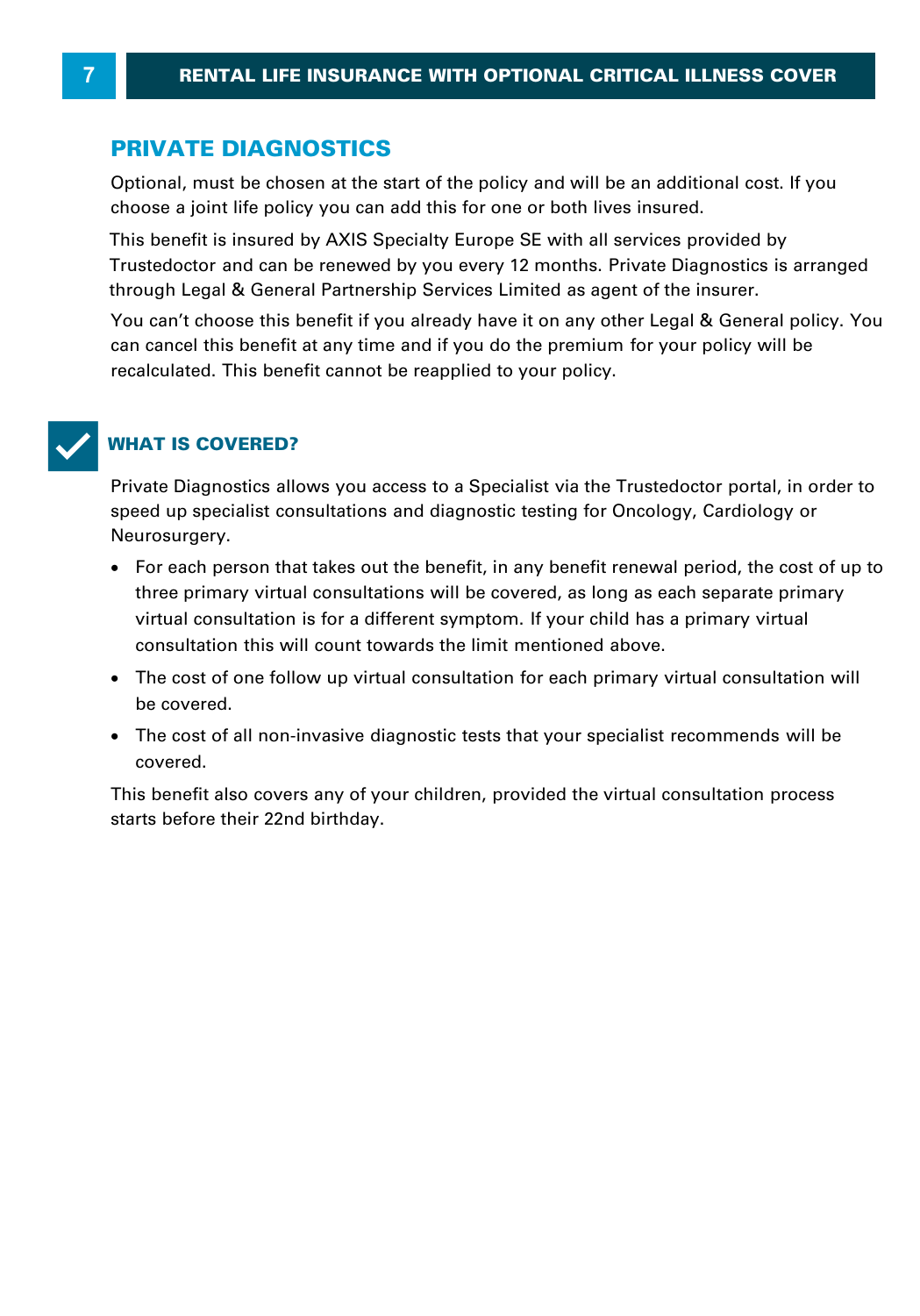## PRIVATE DIAGNOSTICS

Optional, must be chosen at the start of the policy and will be an additional cost. If you choose a joint life policy you can add this for one or both lives insured.

This benefit is insured by AXIS Specialty Europe SE with all services provided by Trustedoctor and can be renewed by you every 12 months. Private Diagnostics is arranged through Legal & General Partnership Services Limited as agent of the insurer.

You can't choose this benefit if you already have it on any other Legal & General policy. You can cancel this benefit at any time and if you do the premium for your policy will be recalculated. This benefit cannot be reapplied to your policy.

### WHAT IS COVERED?

Private Diagnostics allows you access to a Specialist via the Trustedoctor portal, in order to speed up specialist consultations and diagnostic testing for Oncology, Cardiology or Neurosurgery.

- For each person that takes out the benefit, in any benefit renewal period, the cost of up to three primary virtual consultations will be covered, as long as each separate primary virtual consultation is for a different symptom. If your child has a primary virtual consultation this will count towards the limit mentioned above.
- The cost of one follow up virtual consultation for each primary virtual consultation will be covered.
- The cost of all non-invasive diagnostic tests that your specialist recommends will be covered.

This benefit also covers any of your children, provided the virtual consultation process starts before their 22nd birthday.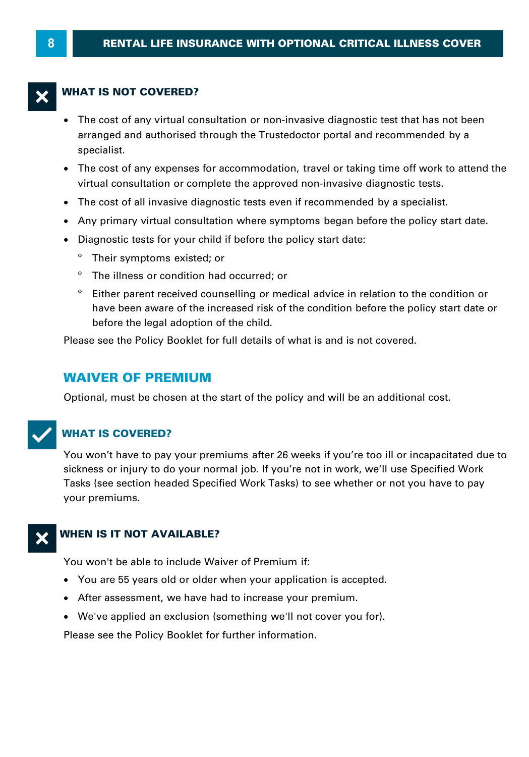### WHAT IS NOT COVERED?

- The cost of any virtual consultation or non-invasive diagnostic test that has not been arranged and authorised through the Trustedoctor portal and recommended by a specialist.
- The cost of any expenses for accommodation, travel or taking time off work to attend the virtual consultation or complete the approved non-invasive diagnostic tests.
- The cost of all invasive diagnostic tests even if recommended by a specialist.
- Any primary virtual consultation where symptoms began before the policy start date.
- Diagnostic tests for your child if before the policy start date:
  - Their symptoms existed; or
  - The illness or condition had occurred; or
  - Either parent received counselling or medical advice in relation to the condition or have been aware of the increased risk of the condition before the policy start date or before the legal adoption of the child.

Please see the Policy Booklet for full details of what is and is not covered.

## WAIVER OF PREMIUM

Optional, must be chosen at the start of the policy and will be an additional cost.

### WHAT IS COVERED?

You won't have to pay your premiums after 26 weeks if you're too ill or incapacitated due to sickness or injury to do your normal job. If you're not in work, we'll use Specified Work Tasks (see section headed Specified Work Tasks) to see whether or not you have to pay your premiums.

### WHEN IS IT NOT AVAILABLE?

You won't be able to include Waiver of Premium if:

- You are 55 years old or older when your application is accepted.
- After assessment, we have had to increase your premium.
- We've applied an exclusion (something we'll not cover you for).

Please see the Policy Booklet for further information.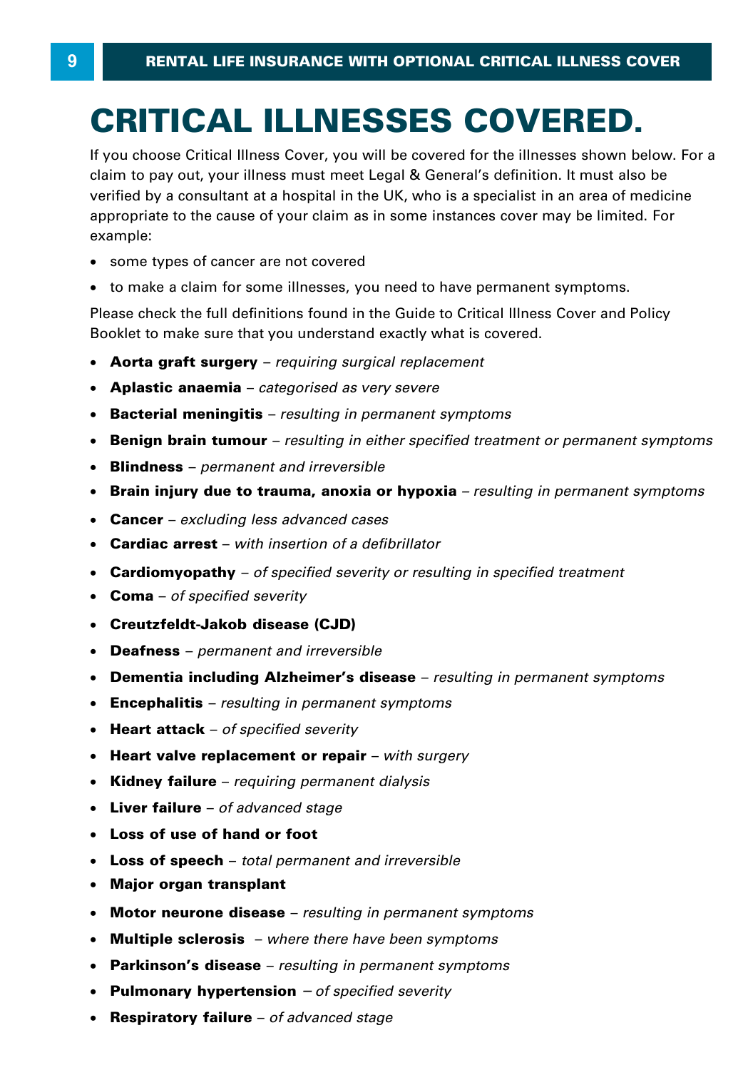# CRITICAL ILLNESSES COVERED.

If you choose Critical Illness Cover, you will be covered for the illnesses shown below. For a claim to pay out, your illness must meet Legal & General's definition. It must also be verified by a consultant at a hospital in the UK, who is a specialist in an area of medicine appropriate to the cause of your claim as in some instances cover may be limited. For example:

- some types of cancer are not covered
- to make a claim for some illnesses, you need to have permanent symptoms.

Please check the full definitions found in the Guide to Critical Illness Cover and Policy Booklet to make sure that you understand exactly what is covered.

- **Aorta graft surgery** – *requiring surgical replacement*
- **Aplastic anaemia** – *categorised as very severe*
- **Bacterial meningitis** – *resulting in permanent symptoms*
- **Benign brain tumour** – *resulting in either specified treatment or permanent symptoms*
- **Blindness** – *permanent and irreversible*
- **Brain injury due to trauma, anoxia or hypoxia** – *resulting in permanent symptoms*
- **Cancer** – *excluding less advanced cases*
- **Cardiac arrest** – *with insertion of a defibrillator*
- **Cardiomyopathy** – *of specified severity or resulting in specified treatment*
- **Coma** – *of specified severity*
- **Creutzfeldt-Jakob disease (CJD)**
- **Deafness** – *permanent and irreversible*
- **Dementia including Alzheimer's disease** – *resulting in permanent symptoms*
- **Encephalitis** – *resulting in permanent symptoms*
- **Heart attack** – *of specified severity*
- **Heart valve replacement or repair** – *with surgery*
- **Kidney failure** – *requiring permanent dialysis*
- **Liver failure** – *of advanced stage*
- **Loss of use of hand or foot**
- **Loss of speech** – *total permanent and irreversible*
- **Major organ transplant**
- **Motor neurone disease** – *resulting in permanent symptoms*
- **Multiple sclerosis** – *where there have been symptoms*
- **Parkinson's disease** – *resulting in permanent symptoms*
- **Pulmonary hypertension** – *of specified severity*
- **Respiratory failure** – *of advanced stage*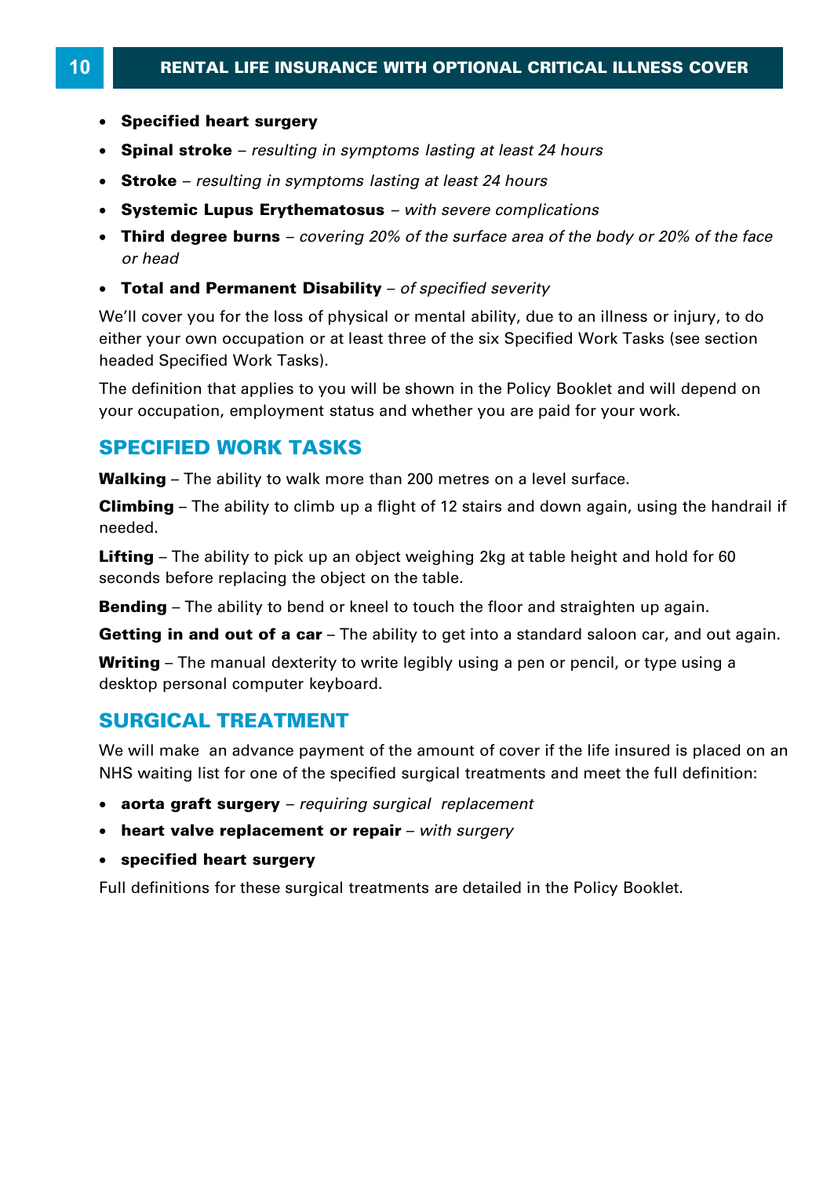- **Specified heart surgery**
- **Spinal stroke** – *resulting in symptoms lasting at least 24 hours*
- **Stroke** – *resulting in symptoms lasting at least 24 hours*
- **Systemic Lupus Erythematosus** – *with severe complications*
- **Third degree burns** – *covering 20% of the surface area of the body or 20% of the face or head*
- **Total and Permanent Disability** – *of specified severity*

We'll cover you for the loss of physical or mental ability, due to an illness or injury, to do either your own occupation or at least three of the six Specified Work Tasks (see section headed Specified Work Tasks).

The definition that applies to you will be shown in the Policy Booklet and will depend on your occupation, employment status and whether you are paid for your work.

## SPECIFIED WORK TASKS

**Walking** – The ability to walk more than 200 metres on a level surface.

**Climbing** – The ability to climb up a flight of 12 stairs and down again, using the handrail if needed.

**Lifting** – The ability to pick up an object weighing 2kg at table height and hold for 60 seconds before replacing the object on the table.

**Bending** – The ability to bend or kneel to touch the floor and straighten up again.

**Getting in and out of a car** – The ability to get into a standard saloon car, and out again.

**Writing** – The manual dexterity to write legibly using a pen or pencil, or type using a desktop personal computer keyboard.

## SURGICAL TREATMENT

We will make an advance payment of the amount of cover if the life insured is placed on an NHS waiting list for one of the specified surgical treatments and meet the full definition:

- **aorta graft surgery** – *requiring surgical replacement*
- **heart valve replacement or repair** – *with surgery*
- **specified heart surgery**

Full definitions for these surgical treatments are detailed in the Policy Booklet.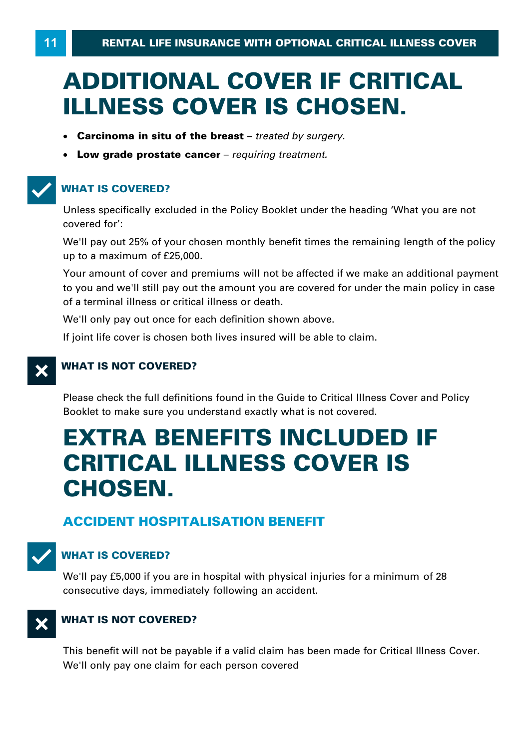# ADDITIONAL COVER IF CRITICAL ILLNESS COVER IS CHOSEN.

- **Carcinoma in situ of the breast** – *treated by surgery.*
- **Low grade prostate cancer** – *requiring treatment.*

### WHAT IS COVERED?

Unless specifically excluded in the Policy Booklet under the heading 'What you are not covered for':

We'll pay out 25% of your chosen monthly benefit times the remaining length of the policy up to a maximum of £25,000.

Your amount of cover and premiums will not be affected if we make an additional payment to you and we'll still pay out the amount you are covered for under the main policy in case of a terminal illness or critical illness or death.

We'll only pay out once for each definition shown above.

If joint life cover is chosen both lives insured will be able to claim.

### WHAT IS NOT COVERED?

Please check the full definitions found in the Guide to Critical Illness Cover and Policy Booklet to make sure you understand exactly what is not covered.

# EXTRA BENEFITS INCLUDED IF CRITICAL ILLNESS COVER IS CHOSEN.

## ACCIDENT HOSPITALISATION BENEFIT

### WHAT IS COVERED?

We'll pay £5,000 if you are in hospital with physical injuries for a minimum of 28 consecutive days, immediately following an accident.

### WHAT IS NOT COVERED?

This benefit will not be payable if a valid claim has been made for Critical Illness Cover. We'll only pay one claim for each person covered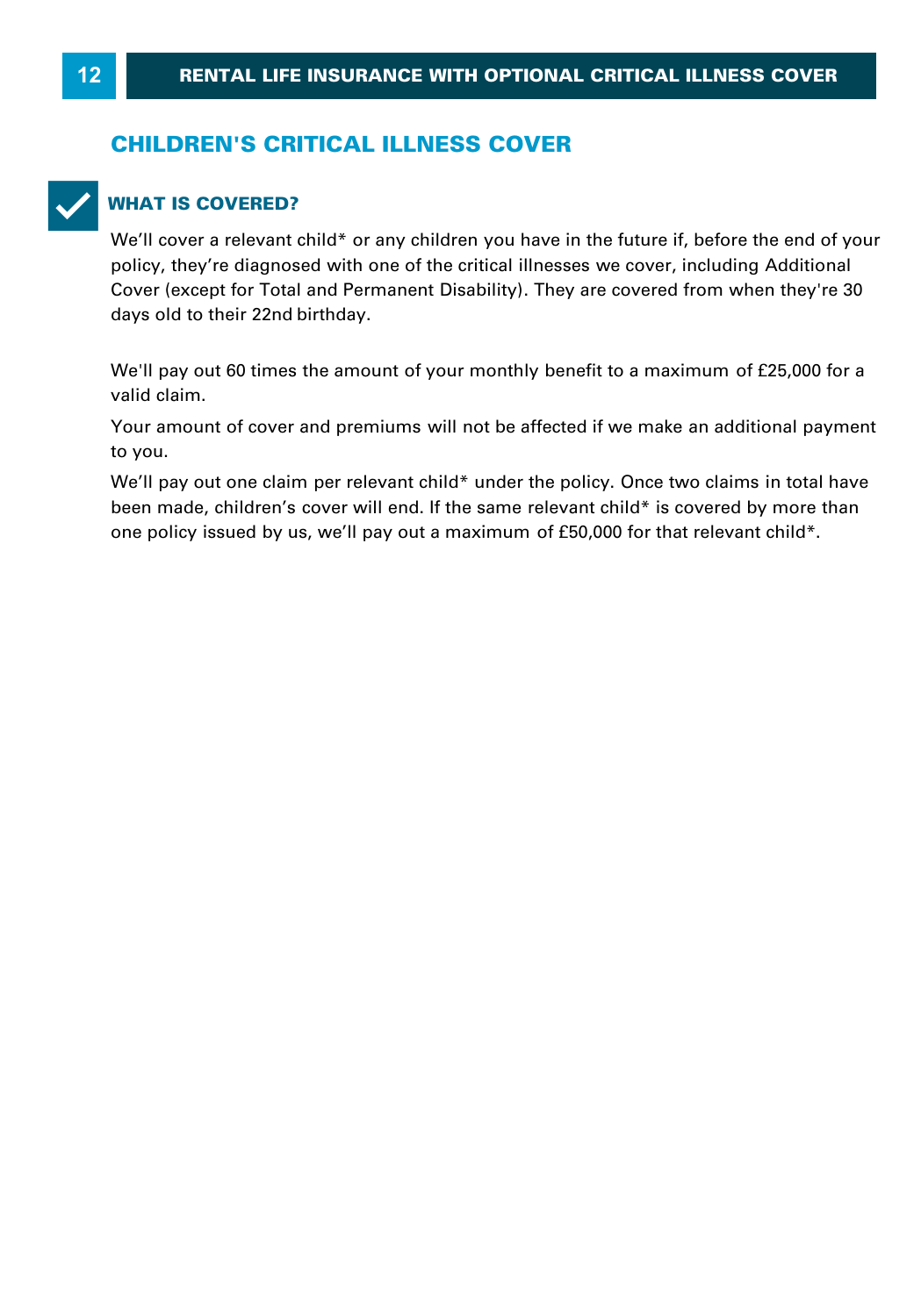## CHILDREN'S CRITICAL ILLNESS COVER

### WHAT IS COVERED?

We'll cover a relevant child* or any children you have in the future if, before the end of your policy, they're diagnosed with one of the critical illnesses we cover, including Additional Cover (except for Total and Permanent Disability). They are covered from when they're 30 days old to their 22nd birthday.

We'll pay out 60 times the amount of your monthly benefit to a maximum of £25,000 for a valid claim.

Your amount of cover and premiums will not be affected if we make an additional payment to you.

We'll pay out one claim per relevant child* under the policy. Once two claims in total have been made, children's cover will end. If the same relevant child* is covered by more than one policy issued by us, we'll pay out a maximum of £50,000 for that relevant child*.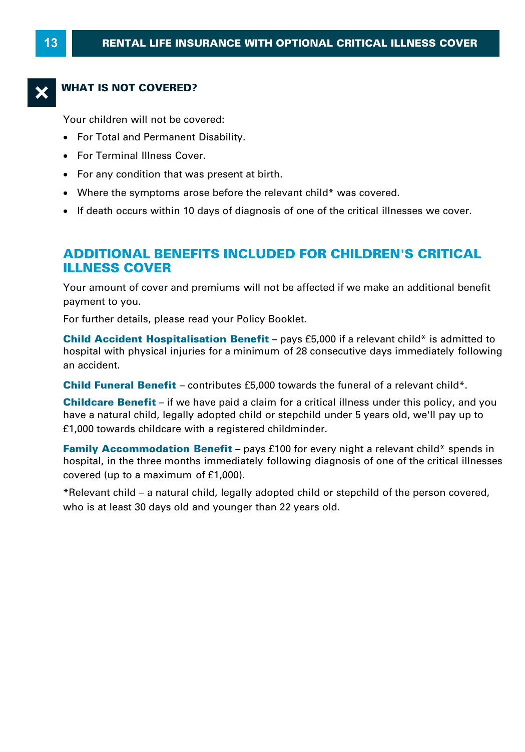## WHAT IS NOT COVERED?

Your children will not be covered:

- For Total and Permanent Disability.
- For Terminal Illness Cover.
- For any condition that was present at birth.
- Where the symptoms arose before the relevant child* was covered.
- If death occurs within 10 days of diagnosis of one of the critical illnesses we cover.

## ADDITIONAL BENEFITS INCLUDED FOR CHILDREN'S CRITICAL ILLNESS COVER

Your amount of cover and premiums will not be affected if we make an additional benefit payment to you.

For further details, please read your Policy Booklet.

**Child Accident Hospitalisation Benefit** – pays £5,000 if a relevant child* is admitted to hospital with physical injuries for a minimum of 28 consecutive days immediately following an accident.

**Child Funeral Benefit** – contributes £5,000 towards the funeral of a relevant child*.

**Childcare Benefit** – if we have paid a claim for a critical illness under this policy, and you have a natural child, legally adopted child or stepchild under 5 years old, we'll pay up to £1,000 towards childcare with a registered childminder.

**Family Accommodation Benefit** – pays £100 for every night a relevant child* spends in hospital, in the three months immediately following diagnosis of one of the critical illnesses covered (up to a maximum of £1,000).

*Relevant child – a natural child, legally adopted child or stepchild of the person covered, who is at least 30 days old and younger than 22 years old.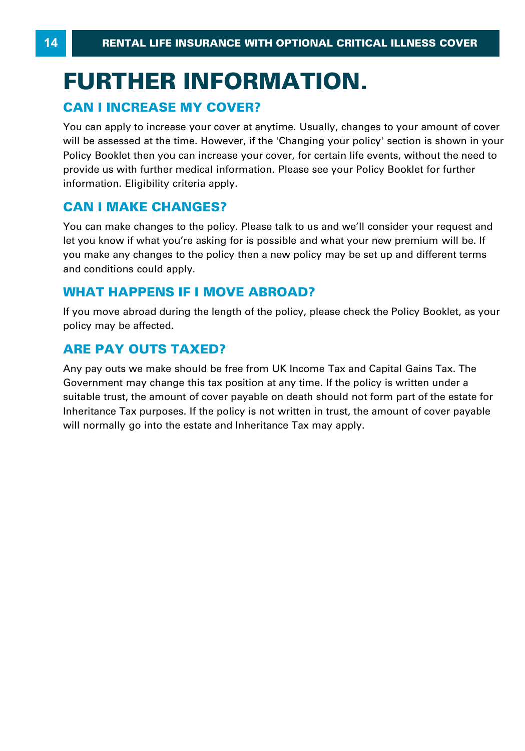# FURTHER INFORMATION.

## CAN I INCREASE MY COVER?

You can apply to increase your cover at anytime. Usually, changes to your amount of cover will be assessed at the time. However, if the 'Changing your policy' section is shown in your Policy Booklet then you can increase your cover, for certain life events, without the need to provide us with further medical information. Please see your Policy Booklet for further information. Eligibility criteria apply.

## CAN I MAKE CHANGES?

You can make changes to the policy. Please talk to us and we'll consider your request and let you know if what you're asking for is possible and what your new premium will be. If you make any changes to the policy then a new policy may be set up and different terms and conditions could apply.

## WHAT HAPPENS IF I MOVE ABROAD?

If you move abroad during the length of the policy, please check the Policy Booklet, as your policy may be affected.

## ARE PAY OUTS TAXED?

Any pay outs we make should be free from UK Income Tax and Capital Gains Tax. The Government may change this tax position at any time. If the policy is written under a suitable trust, the amount of cover payable on death should not form part of the estate for Inheritance Tax purposes. If the policy is not written in trust, the amount of cover payable will normally go into the estate and Inheritance Tax may apply.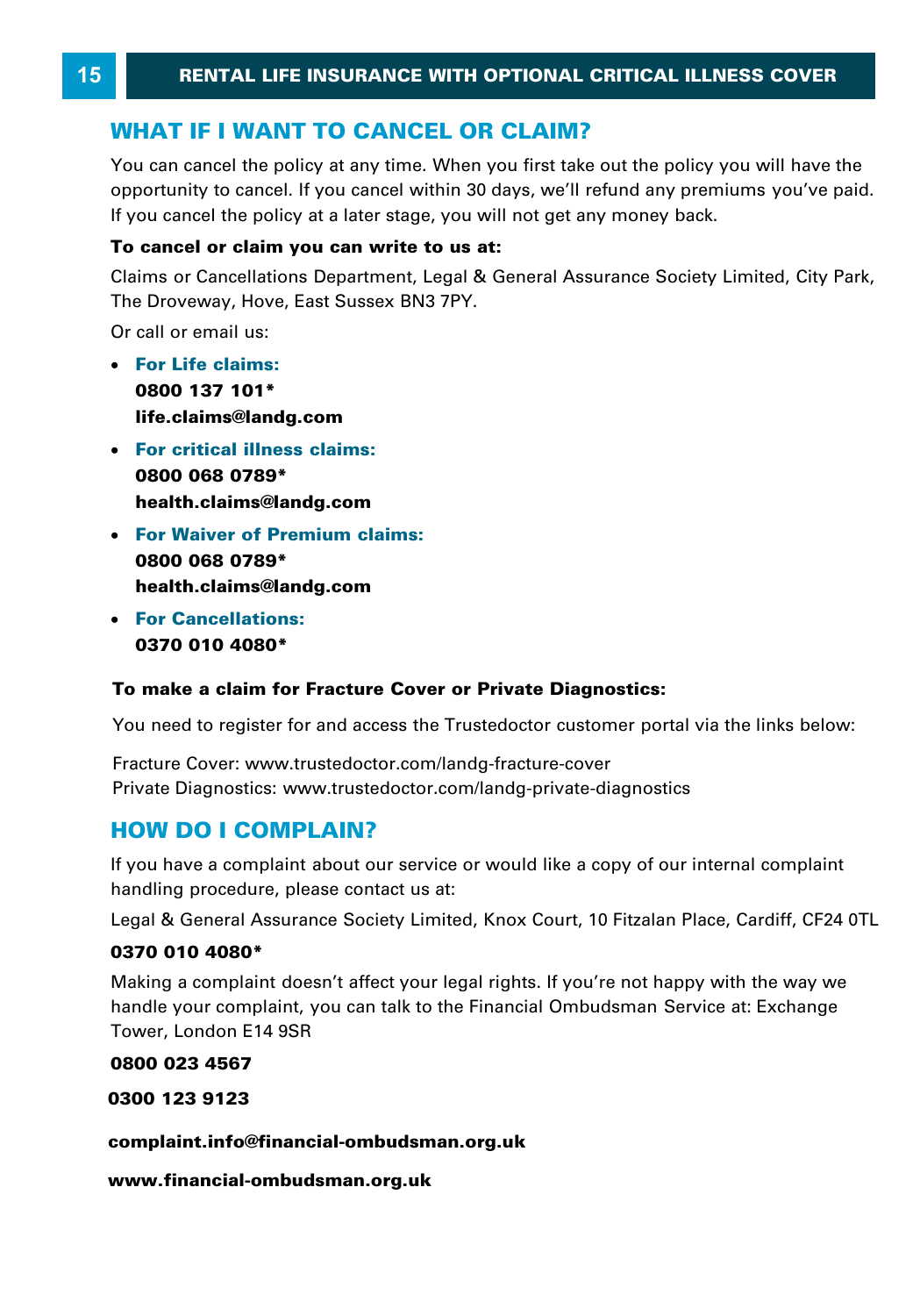## WHAT IF I WANT TO CANCEL OR CLAIM?

You can cancel the policy at any time. When you first take out the policy you will have the opportunity to cancel. If you cancel within 30 days, we'll refund any premiums you've paid. If you cancel the policy at a later stage, you will not get any money back.

**To cancel or claim you can write to us at:**

Claims or Cancellations Department, Legal & General Assurance Society Limited, City Park, The Droveway, Hove, East Sussex BN3 7PY.

Or call or email us:

- **For Life claims:**
  **0800 137 101***
  **life.claims@landg.com**
- **For critical illness claims:**
  **0800 068 0789***
  **health.claims@landg.com**
- **For Waiver of Premium claims:**
  **0800 068 0789***
  **health.claims@landg.com**
- **For Cancellations:**
  **0370 010 4080***

**To make a claim for Fracture Cover or Private Diagnostics:**

You need to register for and access the Trustedoctor customer portal via the links below:

Fracture Cover: www.trustedoctor.com/landg-fracture-cover
Private Diagnostics: www.trustedoctor.com/landg-private-diagnostics

## HOW DO I COMPLAIN?

If you have a complaint about our service or would like a copy of our internal complaint handling procedure, please contact us at:

Legal & General Assurance Society Limited, Knox Court, 10 Fitzalan Place, Cardiff, CF24 0TL

**0370 010 4080***

Making a complaint doesn't affect your legal rights. If you're not happy with the way we handle your complaint, you can talk to the Financial Ombudsman Service at: Exchange Tower, London E14 9SR

**0800 023 4567**

**0300 123 9123**

**complaint.info@financial-ombudsman.org.uk**

**www.financial-ombudsman.org.uk**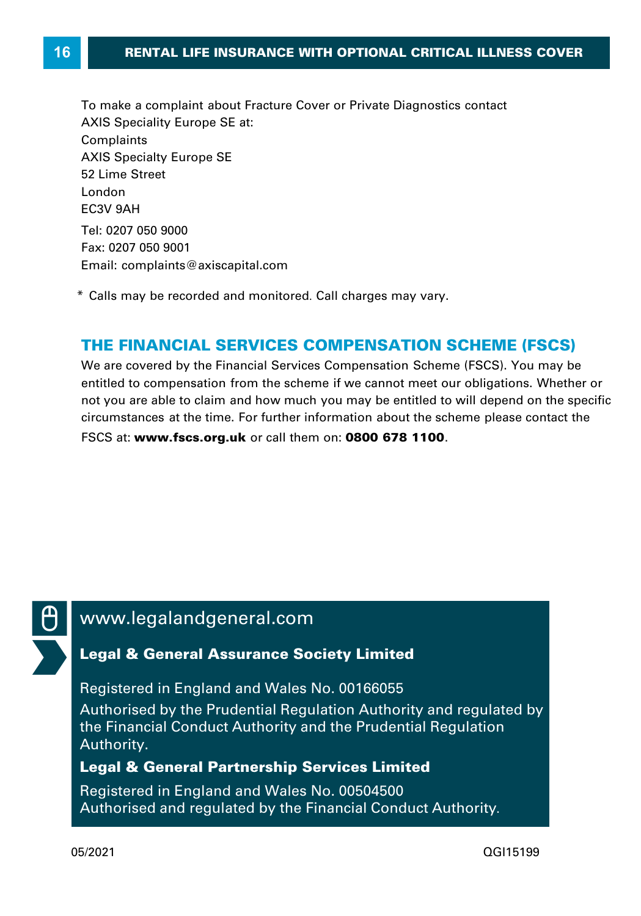To make a complaint about Fracture Cover or Private Diagnostics contact AXIS Speciality Europe SE at:
Complaints
AXIS Specialty Europe SE
52 Lime Street
London
EC3V 9AH

Tel: 0207 050 9000
Fax: 0207 050 9001
Email: complaints@axiscapital.com

\* Calls may be recorded and monitored. Call charges may vary.

## THE FINANCIAL SERVICES COMPENSATION SCHEME (FSCS)

We are covered by the Financial Services Compensation Scheme (FSCS). You may be entitled to compensation from the scheme if we cannot meet our obligations. Whether or not you are able to claim and how much you may be entitled to will depend on the specific circumstances at the time. For further information about the scheme please contact the FSCS at: **www.fscs.org.uk** or call them on: **0800 678 1100**.

www.legalandgeneral.com

**Legal & General Assurance Society Limited**

Registered in England and Wales No. 00166055
Authorised by the Prudential Regulation Authority and regulated by the Financial Conduct Authority and the Prudential Regulation Authority.

**Legal & General Partnership Services Limited**

Registered in England and Wales No. 00504500
Authorised and regulated by the Financial Conduct Authority.

05/2021 QGI15199